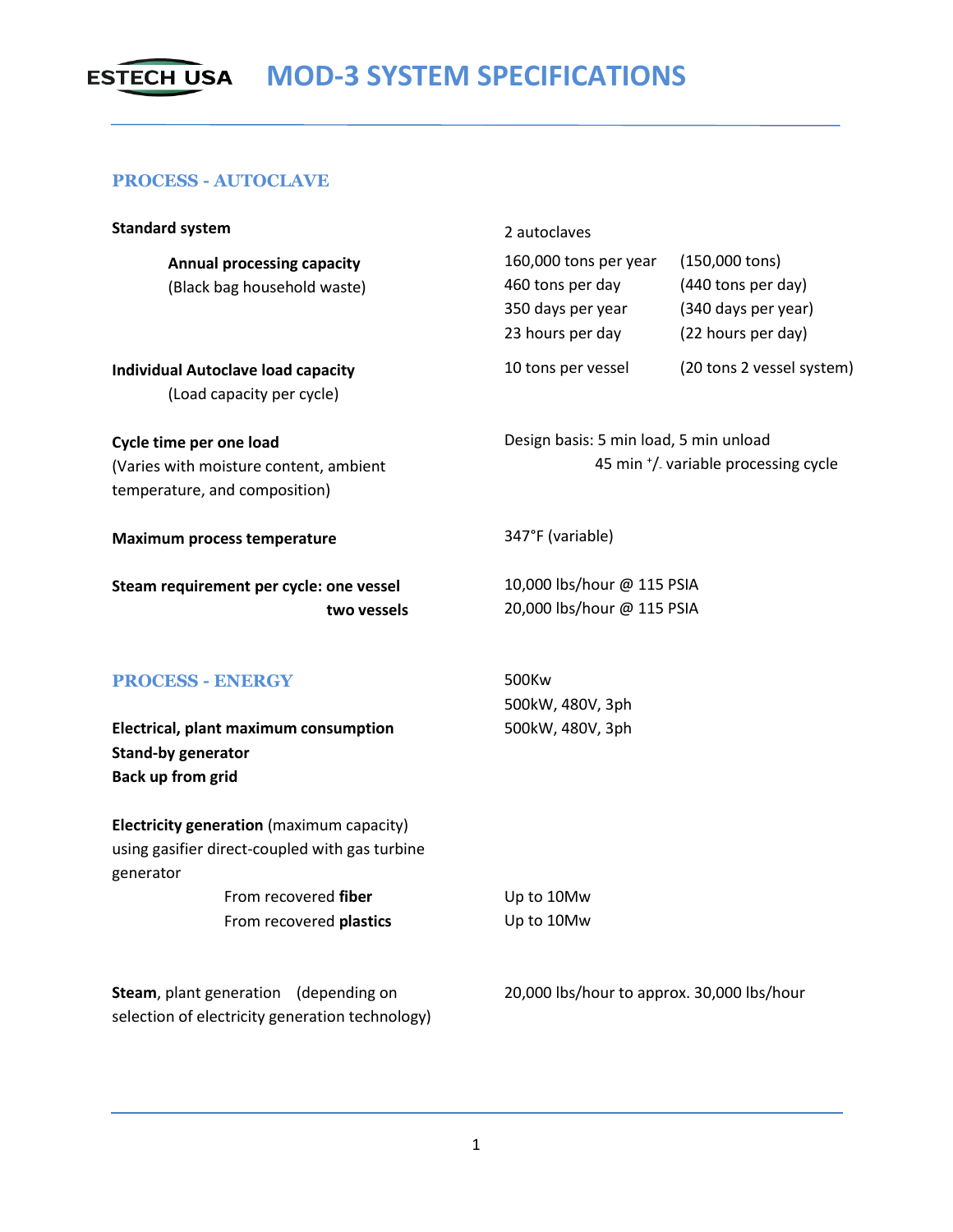# ESTECH USA MOD-3 SYSTEM SPECIFICATIONS

## PROCESS - AUTOCLAVE

| | | |
|---|---|---|
| **Standard system** | 2 autoclaves | |
| **Annual processing capacity** (Black bag household waste) | 160,000 tons per year | (150,000 tons) |
| | 460 tons per day | (440 tons per day) |
| | 350 days per year | (340 days per year) |
| | 23 hours per day | (22 hours per day) |
| **Individual Autoclave load capacity** (Load capacity per cycle) | 10 tons per vessel | (20 tons 2 vessel system) |
| **Cycle time per one load** (Varies with moisture content, ambient temperature, and composition) | Design basis: 5 min load, 5 min unload; 45 min +/- variable processing cycle | |
| **Maximum process temperature** | 347°F (variable) | |
| **Steam requirement per cycle: one vessel** | 10,000 lbs/hour @ 115 PSIA | |
| **two vessels** | 20,000 lbs/hour @ 115 PSIA | |

## PROCESS - ENERGY

| | |
|---|---|
| **Electrical, plant maximum consumption** | 500Kw |
| **Stand-by generator** | 500kW, 480V, 3ph |
| **Back up from grid** | 500kW, 480V, 3ph |
| **Electricity generation** (maximum capacity) using gasifier direct-coupled with gas turbine generator | |
| From recovered **fiber** | Up to 10Mw |
| From recovered **plastics** | Up to 10Mw |
| **Steam**, plant generation (depending on selection of electricity generation technology) | 20,000 lbs/hour to approx. 30,000 lbs/hour |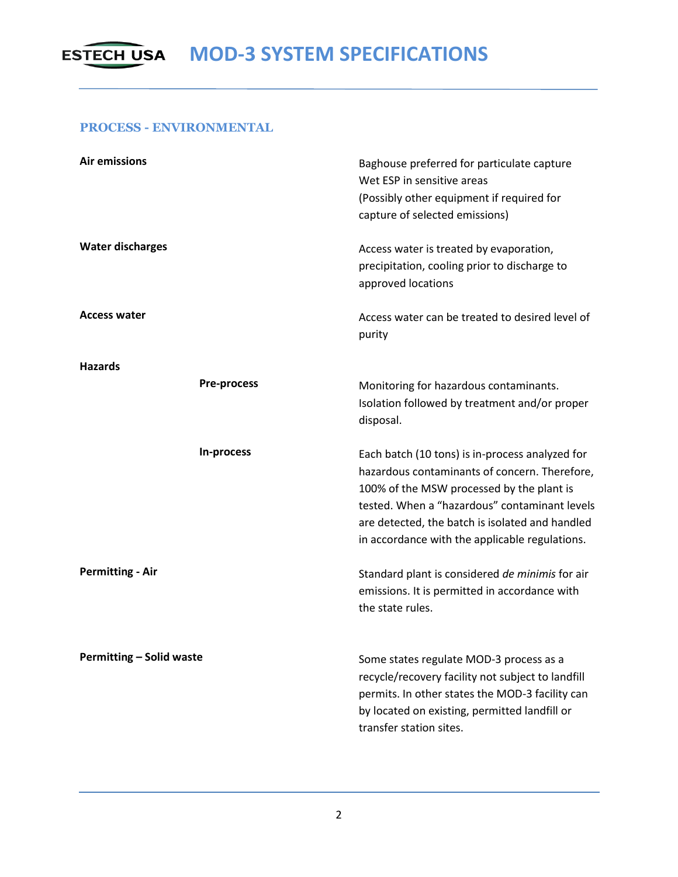# MOD-3 SYSTEM SPECIFICATIONS

## PROCESS - ENVIRONMENTAL

| | | |
|---|---|---|
| **Air emissions** | | Baghouse preferred for particulate capture<br>Wet ESP in sensitive areas<br>(Possibly other equipment if required for capture of selected emissions) |
| **Water discharges** | | Access water is treated by evaporation, precipitation, cooling prior to discharge to approved locations |
| **Access water** | | Access water can be treated to desired level of purity |
| **Hazards** | **Pre-process** | Monitoring for hazardous contaminants. Isolation followed by treatment and/or proper disposal. |
| | **In-process** | Each batch (10 tons) is in-process analyzed for hazardous contaminants of concern. Therefore, 100% of the MSW processed by the plant is tested. When a "hazardous" contaminant levels are detected, the batch is isolated and handled in accordance with the applicable regulations. |
| **Permitting - Air** | | Standard plant is considered *de minimis* for air emissions. It is permitted in accordance with the state rules. |
| **Permitting – Solid waste** | | Some states regulate MOD-3 process as a recycle/recovery facility not subject to landfill permits. In other states the MOD-3 facility can by located on existing, permitted landfill or transfer station sites. |